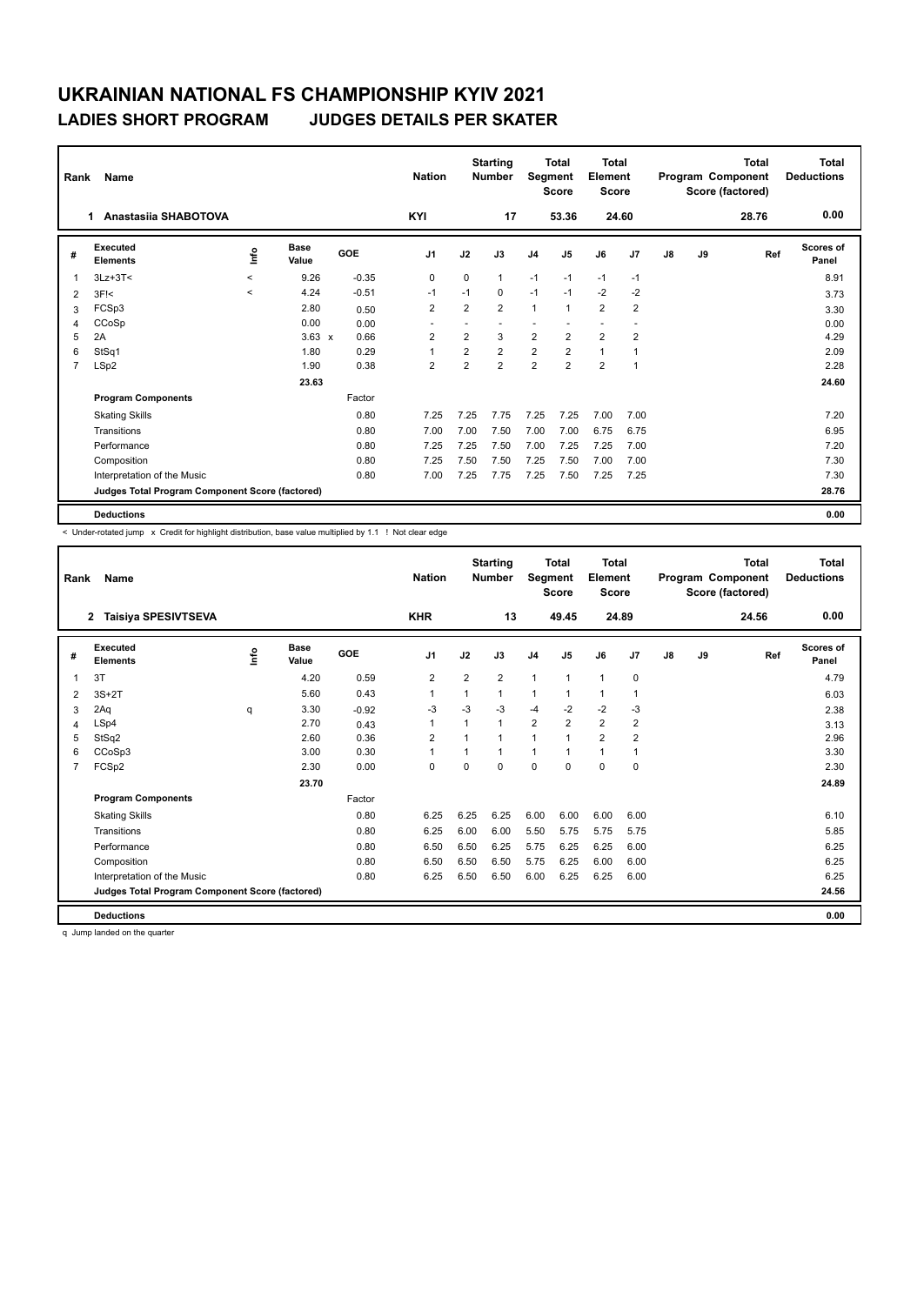# UKRAINIAN NATIONAL FS CHAMPIONSHIP KYIV 2021

## LADIES SHORT PROGRAM JUDGES DETAILS PER SKATER

| Rank | Name | Nation | Starting Number | Total Segment Score | Total Element Score | Total Program Component Score (factored) | Total Deductions |
|---|---|---|---|---|---|---|---|
| 1 | Anastasiia SHABOTOVA | KYI | 17 | 53.36 | 24.60 | 28.76 | 0.00 |

| # | Executed Elements | Info | Base Value | GOE | J1 | J2 | J3 | J4 | J5 | J6 | J7 | J8 | J9 | Ref | Scores of Panel |
|---|---|---|---|---|---|---|---|---|---|---|---|---|---|---|---|
| 1 | 3Lz+3T< | < | 9.26 | -0.35 | 0 | 0 | 1 | -1 | -1 | -1 | -1 | | | | 8.91 |
| 2 | 3F!< | < | 4.24 | -0.51 | -1 | -1 | 0 | -1 | -1 | -2 | -2 | | | | 3.73 |
| 3 | FCSp3 | | 2.80 | 0.50 | 2 | 2 | 2 | 1 | 1 | 2 | 2 | | | | 3.30 |
| 4 | CCoSp | | 0.00 | 0.00 | - | - | - | - | - | - | - | | | | 0.00 |
| 5 | 2A | | 3.63 x | 0.66 | 2 | 2 | 3 | 2 | 2 | 2 | 2 | | | | 4.29 |
| 6 | StSq1 | | 1.80 | 0.29 | 1 | 2 | 2 | 2 | 2 | 1 | 1 | | | | 2.09 |
| 7 | LSp2 | | 1.90 | 0.38 | 2 | 2 | 2 | 2 | 2 | 2 | 1 | | | | 2.28 |
| | | | 23.63 | | | | | | | | | | | | 24.60 |
| | **Program Components** | | | Factor | | | | | | | | | | | |
| | Skating Skills | | | 0.80 | 7.25 | 7.25 | 7.75 | 7.25 | 7.25 | 7.00 | 7.00 | | | | 7.20 |
| | Transitions | | | 0.80 | 7.00 | 7.00 | 7.50 | 7.00 | 7.00 | 6.75 | 6.75 | | | | 6.95 |
| | Performance | | | 0.80 | 7.25 | 7.25 | 7.50 | 7.00 | 7.25 | 7.25 | 7.00 | | | | 7.20 |
| | Composition | | | 0.80 | 7.25 | 7.50 | 7.50 | 7.25 | 7.50 | 7.00 | 7.00 | | | | 7.30 |
| | Interpretation of the Music | | | 0.80 | 7.00 | 7.25 | 7.75 | 7.25 | 7.50 | 7.25 | 7.25 | | | | 7.30 |
| | **Judges Total Program Component Score (factored)** | | | | | | | | | | | | | | 28.76 |
| | **Deductions** | | | | | | | | | | | | | | 0.00 |

< Under-rotated jump x Credit for highlight distribution, base value multiplied by 1.1 ! Not clear edge

| Rank | Name | Nation | Starting Number | Total Segment Score | Total Element Score | Total Program Component Score (factored) | Total Deductions |
|---|---|---|---|---|---|---|---|
| 2 | Taisiya SPESIVTSEVA | KHR | 13 | 49.45 | 24.89 | 24.56 | 0.00 |

| # | Executed Elements | Info | Base Value | GOE | J1 | J2 | J3 | J4 | J5 | J6 | J7 | J8 | J9 | Ref | Scores of Panel |
|---|---|---|---|---|---|---|---|---|---|---|---|---|---|---|---|
| 1 | 3T | | 4.20 | 0.59 | 2 | 2 | 2 | 1 | 1 | 1 | 0 | | | | 4.79 |
| 2 | 3S+2T | | 5.60 | 0.43 | 1 | 1 | 1 | 1 | 1 | 1 | 1 | | | | 6.03 |
| 3 | 2Aq | q | 3.30 | -0.92 | -3 | -3 | -3 | -4 | -2 | -2 | -3 | | | | 2.38 |
| 4 | LSp4 | | 2.70 | 0.43 | 1 | 1 | 1 | 2 | 2 | 2 | 2 | | | | 3.13 |
| 5 | StSq2 | | 2.60 | 0.36 | 2 | 1 | 1 | 1 | 1 | 2 | 2 | | | | 2.96 |
| 6 | CCoSp3 | | 3.00 | 0.30 | 1 | 1 | 1 | 1 | 1 | 1 | 1 | | | | 3.30 |
| 7 | FCSp2 | | 2.30 | 0.00 | 0 | 0 | 0 | 0 | 0 | 0 | 0 | | | | 2.30 |
| | | | 23.70 | | | | | | | | | | | | 24.89 |
| | **Program Components** | | | Factor | | | | | | | | | | | |
| | Skating Skills | | | 0.80 | 6.25 | 6.25 | 6.25 | 6.00 | 6.00 | 6.00 | 6.00 | | | | 6.10 |
| | Transitions | | | 0.80 | 6.25 | 6.00 | 6.00 | 5.50 | 5.75 | 5.75 | 5.75 | | | | 5.85 |
| | Performance | | | 0.80 | 6.50 | 6.50 | 6.25 | 5.75 | 6.25 | 6.25 | 6.00 | | | | 6.25 |
| | Composition | | | 0.80 | 6.50 | 6.50 | 6.50 | 5.75 | 6.25 | 6.00 | 6.00 | | | | 6.25 |
| | Interpretation of the Music | | | 0.80 | 6.25 | 6.50 | 6.50 | 6.00 | 6.25 | 6.25 | 6.00 | | | | 6.25 |
| | **Judges Total Program Component Score (factored)** | | | | | | | | | | | | | | 24.56 |
| | **Deductions** | | | | | | | | | | | | | | 0.00 |

q Jump landed on the quarter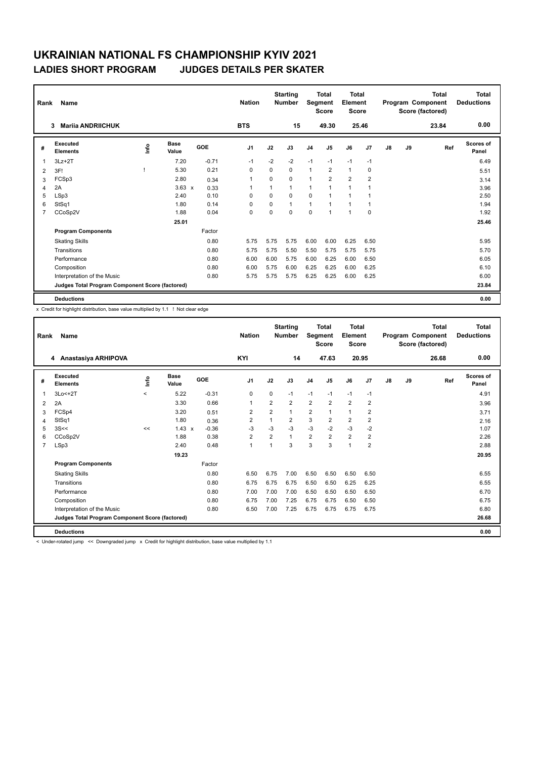# UKRAINIAN NATIONAL FS CHAMPIONSHIP KYIV 2021

## LADIES SHORT PROGRAM JUDGES DETAILS PER SKATER

| Rank | Name | Nation | Starting Number | Total Segment Score | Total Element Score | Total Program Component Score (factored) | Total Deductions |
|---|---|---|---|---|---|---|---|
| 3 | Mariia ANDRIICHUK | BTS | 15 | 49.30 | 25.46 | 23.84 | 0.00 |

| # | Executed Elements | Info | Base Value | | GOE | J1 | J2 | J3 | J4 | J5 | J6 | J7 | J8 | J9 | Ref | Scores of Panel |
|---|---|---|---|---|---|---|---|---|---|---|---|---|---|---|---|---|
| 1 | 3Lz+2T | | 7.20 | | -0.71 | -1 | -2 | -2 | -1 | -1 | -1 | -1 | | | | 6.49 |
| 2 | 3F! | ! | 5.30 | | 0.21 | 0 | 0 | 0 | 1 | 2 | 1 | 0 | | | | 5.51 |
| 3 | FCSp3 | | 2.80 | | 0.34 | 1 | 0 | 0 | 1 | 2 | 2 | 2 | | | | 3.14 |
| 4 | 2A | | 3.63 | x | 0.33 | 1 | 1 | 1 | 1 | 1 | 1 | 1 | | | | 3.96 |
| 5 | LSp3 | | 2.40 | | 0.10 | 0 | 0 | 0 | 0 | 1 | 1 | 1 | | | | 2.50 |
| 6 | StSq1 | | 1.80 | | 0.14 | 0 | 0 | 1 | 1 | 1 | 1 | 1 | | | | 1.94 |
| 7 | CCoSp2V | | 1.88 | | 0.04 | 0 | 0 | 0 | 0 | 1 | 1 | 0 | | | | 1.92 |
| | | | 25.01 | | | | | | | | | | | | | 25.46 |
| | **Program Components** | | | | Factor | | | | | | | | | | | |
| | Skating Skills | | | | 0.80 | 5.75 | 5.75 | 5.75 | 6.00 | 6.00 | 6.25 | 6.50 | | | | 5.95 |
| | Transitions | | | | 0.80 | 5.75 | 5.75 | 5.50 | 5.50 | 5.75 | 5.75 | 5.75 | | | | 5.70 |
| | Performance | | | | 0.80 | 6.00 | 6.00 | 5.75 | 6.00 | 6.25 | 6.00 | 6.50 | | | | 6.05 |
| | Composition | | | | 0.80 | 6.00 | 5.75 | 6.00 | 6.25 | 6.25 | 6.00 | 6.25 | | | | 6.10 |
| | Interpretation of the Music | | | | 0.80 | 5.75 | 5.75 | 5.75 | 6.25 | 6.25 | 6.00 | 6.25 | | | | 6.00 |
| | **Judges Total Program Component Score (factored)** | | | | | | | | | | | | | | | 23.84 |
| | **Deductions** | | | | | | | | | | | | | | | 0.00 |

x Credit for highlight distribution, base value multiplied by 1.1 ! Not clear edge

| Rank | Name | Nation | Starting Number | Total Segment Score | Total Element Score | Total Program Component Score (factored) | Total Deductions |
|---|---|---|---|---|---|---|---|
| 4 | Anastasiya ARHIPOVA | KYI | 14 | 47.63 | 20.95 | 26.68 | 0.00 |

| # | Executed Elements | Info | Base Value | | GOE | J1 | J2 | J3 | J4 | J5 | J6 | J7 | J8 | J9 | Ref | Scores of Panel |
|---|---|---|---|---|---|---|---|---|---|---|---|---|---|---|---|---|
| 1 | 3Lo<+2T | < | 5.22 | | -0.31 | 0 | 0 | -1 | -1 | -1 | -1 | -1 | | | | 4.91 |
| 2 | 2A | | 3.30 | | 0.66 | 1 | 2 | 2 | 2 | 2 | 2 | 2 | | | | 3.96 |
| 3 | FCSp4 | | 3.20 | | 0.51 | 2 | 2 | 1 | 2 | 1 | 1 | 2 | | | | 3.71 |
| 4 | StSq1 | | 1.80 | | 0.36 | 2 | 1 | 2 | 3 | 2 | 2 | 2 | | | | 2.16 |
| 5 | 3S<< | << | 1.43 | x | -0.36 | -3 | -3 | -3 | -3 | -2 | -3 | -2 | | | | 1.07 |
| 6 | CCoSp2V | | 1.88 | | 0.38 | 2 | 2 | 1 | 2 | 2 | 2 | 2 | | | | 2.26 |
| 7 | LSp3 | | 2.40 | | 0.48 | 1 | 1 | 3 | 3 | 3 | 1 | 2 | | | | 2.88 |
| | | | 19.23 | | | | | | | | | | | | | 20.95 |
| | **Program Components** | | | | Factor | | | | | | | | | | | |
| | Skating Skills | | | | 0.80 | 6.50 | 6.75 | 7.00 | 6.50 | 6.50 | 6.50 | 6.50 | | | | 6.55 |
| | Transitions | | | | 0.80 | 6.75 | 6.75 | 6.75 | 6.50 | 6.50 | 6.25 | 6.25 | | | | 6.55 |
| | Performance | | | | 0.80 | 7.00 | 7.00 | 7.00 | 6.50 | 6.50 | 6.50 | 6.50 | | | | 6.70 |
| | Composition | | | | 0.80 | 6.75 | 7.00 | 7.25 | 6.75 | 6.75 | 6.50 | 6.50 | | | | 6.75 |
| | Interpretation of the Music | | | | 0.80 | 6.50 | 7.00 | 7.25 | 6.75 | 6.75 | 6.75 | 6.75 | | | | 6.80 |
| | **Judges Total Program Component Score (factored)** | | | | | | | | | | | | | | | 26.68 |
| | **Deductions** | | | | | | | | | | | | | | | 0.00 |

< Under-rotated jump << Downgraded jump x Credit for highlight distribution, base value multiplied by 1.1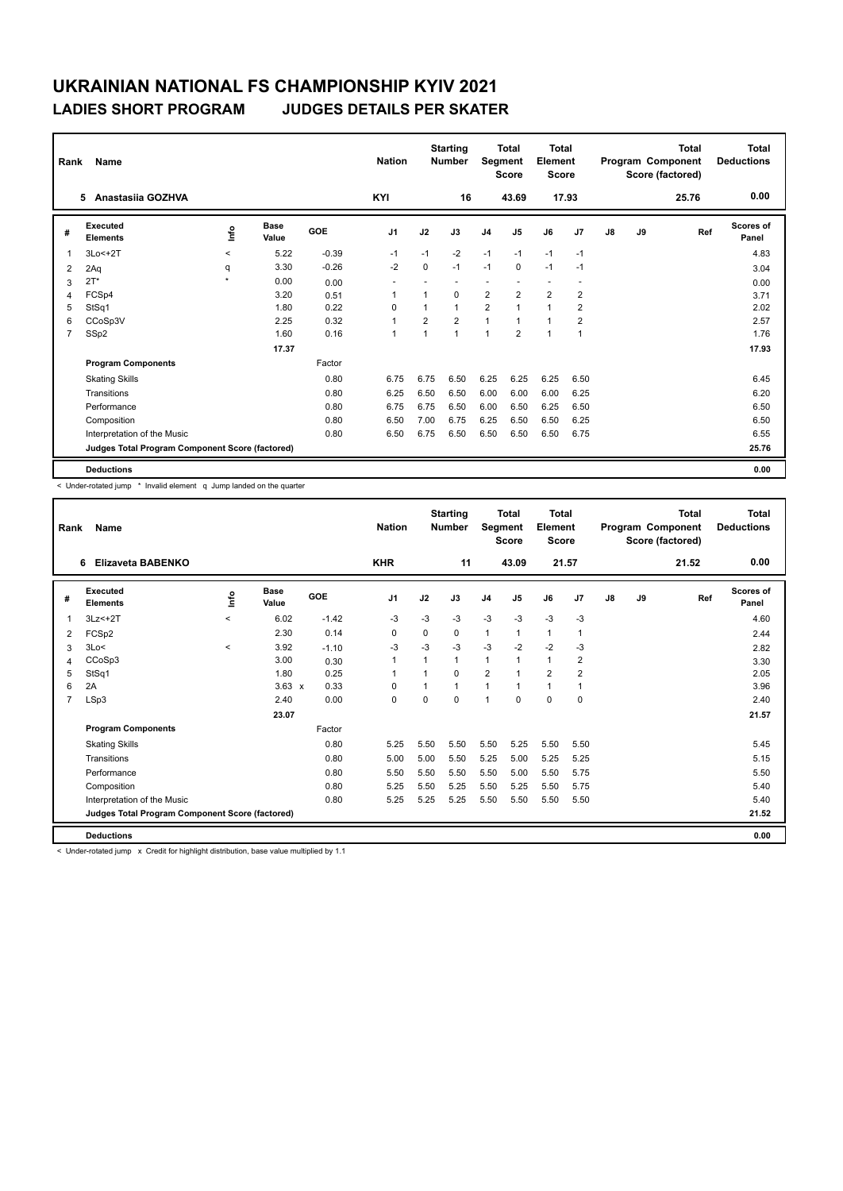# UKRAINIAN NATIONAL FS CHAMPIONSHIP KYIV 2021

## LADIES SHORT PROGRAM JUDGES DETAILS PER SKATER

| Rank | Name | Nation | Starting Number | Total Segment Score | Total Element Score | Total Program Component Score (factored) | Total Deductions |
|---|---|---|---|---|---|---|---|
| 5 | Anastasiia GOZHVA | KYI | 16 | 43.69 | 17.93 | 25.76 | 0.00 |

| # | Executed Elements | Info | Base Value | GOE | J1 | J2 | J3 | J4 | J5 | J6 | J7 | J8 | J9 | Ref | Scores of Panel |
|---|---|---|---|---|---|---|---|---|---|---|---|---|---|---|---|
| 1 | 3Lo<+2T | < | 5.22 | -0.39 | -1 | -1 | -2 | -1 | -1 | -1 | -1 | | | | 4.83 |
| 2 | 2Aq | q | 3.30 | -0.26 | -2 | 0 | -1 | -1 | 0 | -1 | -1 | | | | 3.04 |
| 3 | 2T* | * | 0.00 | 0.00 | - | - | - | - | - | - | - | | | | 0.00 |
| 4 | FCSp4 | | 3.20 | 0.51 | 1 | 1 | 0 | 2 | 2 | 2 | 2 | | | | 3.71 |
| 5 | StSq1 | | 1.80 | 0.22 | 0 | 1 | 1 | 2 | 1 | 1 | 2 | | | | 2.02 |
| 6 | CCoSp3V | | 2.25 | 0.32 | 1 | 2 | 2 | 1 | 1 | 1 | 2 | | | | 2.57 |
| 7 | SSp2 | | 1.60 | 0.16 | 1 | 1 | 1 | 1 | 2 | 1 | 1 | | | | 1.76 |
| | | | 17.37 | | | | | | | | | | | | 17.93 |
| | **Program Components** | | | Factor | | | | | | | | | | | |
| | Skating Skills | | | 0.80 | 6.75 | 6.75 | 6.50 | 6.25 | 6.25 | 6.25 | 6.50 | | | | 6.45 |
| | Transitions | | | 0.80 | 6.25 | 6.50 | 6.50 | 6.00 | 6.00 | 6.00 | 6.25 | | | | 6.20 |
| | Performance | | | 0.80 | 6.75 | 6.75 | 6.50 | 6.00 | 6.50 | 6.25 | 6.50 | | | | 6.50 |
| | Composition | | | 0.80 | 6.50 | 7.00 | 6.75 | 6.25 | 6.50 | 6.50 | 6.25 | | | | 6.50 |
| | Interpretation of the Music | | | 0.80 | 6.50 | 6.75 | 6.50 | 6.50 | 6.50 | 6.50 | 6.75 | | | | 6.55 |
| | **Judges Total Program Component Score (factored)** | | | | | | | | | | | | | | 25.76 |
| | **Deductions** | | | | | | | | | | | | | | 0.00 |

< Under-rotated jump * Invalid element q Jump landed on the quarter

| Rank | Name | Nation | Starting Number | Total Segment Score | Total Element Score | Total Program Component Score (factored) | Total Deductions |
|---|---|---|---|---|---|---|---|
| 6 | Elizaveta BABENKO | KHR | 11 | 43.09 | 21.57 | 21.52 | 0.00 |

| # | Executed Elements | Info | Base Value | GOE | J1 | J2 | J3 | J4 | J5 | J6 | J7 | J8 | J9 | Ref | Scores of Panel |
|---|---|---|---|---|---|---|---|---|---|---|---|---|---|---|---|
| 1 | 3Lz<+2T | < | 6.02 | -1.42 | -3 | -3 | -3 | -3 | -3 | -3 | -3 | | | | 4.60 |
| 2 | FCSp2 | | 2.30 | 0.14 | 0 | 0 | 0 | 1 | 1 | 1 | 1 | | | | 2.44 |
| 3 | 3Lo< | < | 3.92 | -1.10 | -3 | -3 | -3 | -3 | -2 | -2 | -3 | | | | 2.82 |
| 4 | CCoSp3 | | 3.00 | 0.30 | 1 | 1 | 1 | 1 | 1 | 1 | 2 | | | | 3.30 |
| 5 | StSq1 | | 1.80 | 0.25 | 1 | 1 | 0 | 2 | 1 | 2 | 2 | | | | 2.05 |
| 6 | 2A | | 3.63 x | 0.33 | 0 | 1 | 1 | 1 | 1 | 1 | 1 | | | | 3.96 |
| 7 | LSp3 | | 2.40 | 0.00 | 0 | 0 | 0 | 1 | 0 | 0 | 0 | | | | 2.40 |
| | | | 23.07 | | | | | | | | | | | | 21.57 |
| | **Program Components** | | | Factor | | | | | | | | | | | |
| | Skating Skills | | | 0.80 | 5.25 | 5.50 | 5.50 | 5.50 | 5.25 | 5.50 | 5.50 | | | | 5.45 |
| | Transitions | | | 0.80 | 5.00 | 5.00 | 5.50 | 5.25 | 5.00 | 5.25 | 5.25 | | | | 5.15 |
| | Performance | | | 0.80 | 5.50 | 5.50 | 5.50 | 5.50 | 5.00 | 5.50 | 5.75 | | | | 5.50 |
| | Composition | | | 0.80 | 5.25 | 5.50 | 5.25 | 5.50 | 5.25 | 5.50 | 5.75 | | | | 5.40 |
| | Interpretation of the Music | | | 0.80 | 5.25 | 5.25 | 5.25 | 5.50 | 5.50 | 5.50 | 5.50 | | | | 5.40 |
| | **Judges Total Program Component Score (factored)** | | | | | | | | | | | | | | 21.52 |
| | **Deductions** | | | | | | | | | | | | | | 0.00 |

< Under-rotated jump x Credit for highlight distribution, base value multiplied by 1.1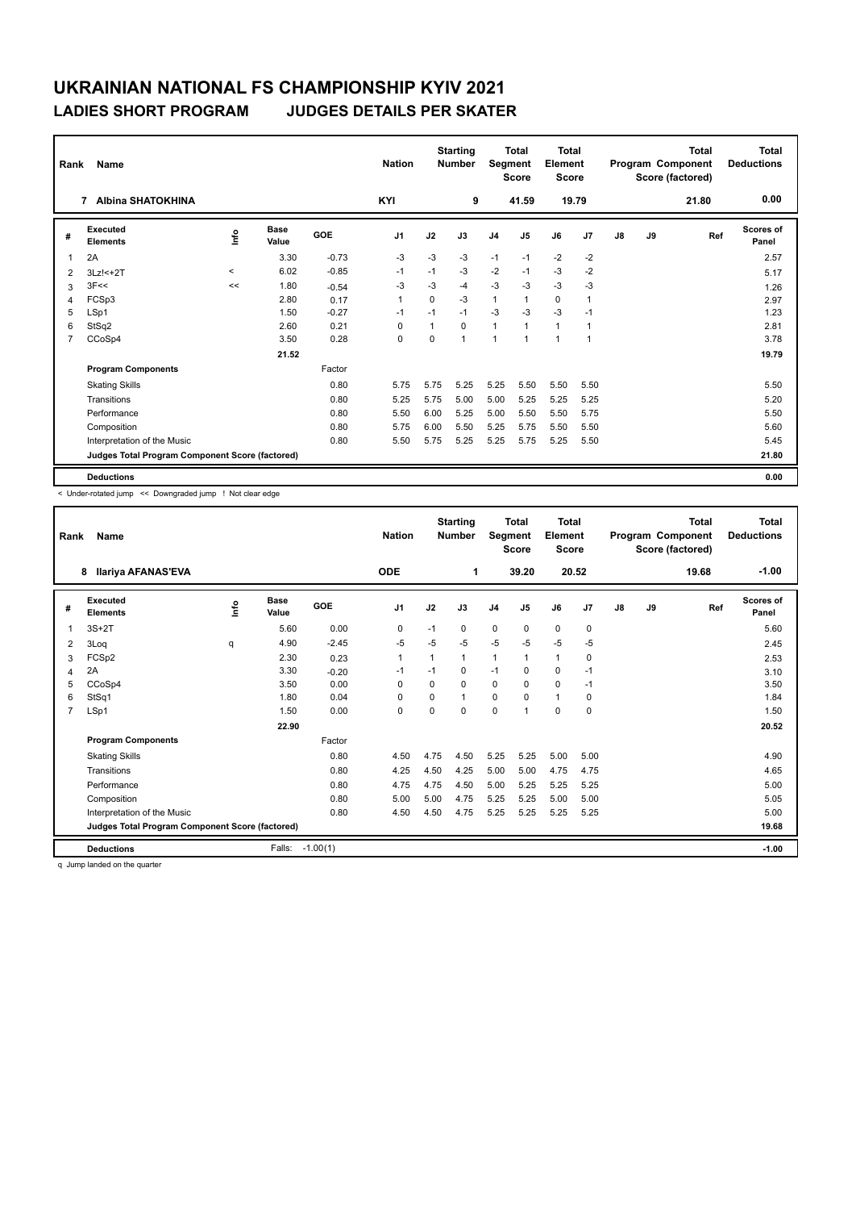# UKRAINIAN NATIONAL FS CHAMPIONSHIP KYIV 2021

## LADIES SHORT PROGRAM JUDGES DETAILS PER SKATER

| Rank | Name | Nation | Starting Number | Total Segment Score | Total Element Score | Total Program Component Score (factored) | Total Deductions |
|---|---|---|---|---|---|---|---|
| 7 | Albina SHATOKHINA | KYI | 9 | 41.59 | 19.79 | 21.80 | 0.00 |

| # | Executed Elements | Info | Base Value | GOE | J1 | J2 | J3 | J4 | J5 | J6 | J7 | J8 | J9 | Ref | Scores of Panel |
|---|---|---|---|---|---|---|---|---|---|---|---|---|---|---|---|
| 1 | 2A | | 3.30 | -0.73 | -3 | -3 | -3 | -1 | -1 | -2 | -2 | | | | 2.57 |
| 2 | 3Lz!<+2T | < | 6.02 | -0.85 | -1 | -1 | -3 | -2 | -1 | -3 | -2 | | | | 5.17 |
| 3 | 3F<< | << | 1.80 | -0.54 | -3 | -3 | -4 | -3 | -3 | -3 | -3 | | | | 1.26 |
| 4 | FCSp3 | | 2.80 | 0.17 | 1 | 0 | -3 | 1 | 1 | 0 | 1 | | | | 2.97 |
| 5 | LSp1 | | 1.50 | -0.27 | -1 | -1 | -1 | -3 | -3 | -3 | -1 | | | | 1.23 |
| 6 | StSq2 | | 2.60 | 0.21 | 0 | 1 | 0 | 1 | 1 | 1 | 1 | | | | 2.81 |
| 7 | CCoSp4 | | 3.50 | 0.28 | 0 | 0 | 1 | 1 | 1 | 1 | 1 | | | | 3.78 |
| | | | 21.52 | | | | | | | | | | | | 19.79 |
| | **Program Components** | | | Factor | | | | | | | | | | | |
| | Skating Skills | | | 0.80 | 5.75 | 5.75 | 5.25 | 5.25 | 5.50 | 5.50 | 5.50 | | | | 5.50 |
| | Transitions | | | 0.80 | 5.25 | 5.75 | 5.00 | 5.00 | 5.25 | 5.25 | 5.25 | | | | 5.20 |
| | Performance | | | 0.80 | 5.50 | 6.00 | 5.25 | 5.00 | 5.50 | 5.50 | 5.75 | | | | 5.50 |
| | Composition | | | 0.80 | 5.75 | 6.00 | 5.50 | 5.25 | 5.75 | 5.50 | 5.50 | | | | 5.60 |
| | Interpretation of the Music | | | 0.80 | 5.50 | 5.75 | 5.25 | 5.25 | 5.75 | 5.25 | 5.50 | | | | 5.45 |
| | **Judges Total Program Component Score (factored)** | | | | | | | | | | | | | | 21.80 |
| | **Deductions** | | | | | | | | | | | | | | 0.00 |

< Under-rotated jump << Downgraded jump ! Not clear edge

| Rank | Name | Nation | Starting Number | Total Segment Score | Total Element Score | Total Program Component Score (factored) | Total Deductions |
|---|---|---|---|---|---|---|---|
| 8 | Ilariya AFANAS'EVA | ODE | 1 | 39.20 | 20.52 | 19.68 | -1.00 |

| # | Executed Elements | Info | Base Value | GOE | J1 | J2 | J3 | J4 | J5 | J6 | J7 | J8 | J9 | Ref | Scores of Panel |
|---|---|---|---|---|---|---|---|---|---|---|---|---|---|---|---|
| 1 | 3S+2T | | 5.60 | 0.00 | 0 | -1 | 0 | 0 | 0 | 0 | 0 | | | | 5.60 |
| 2 | 3Loq | q | 4.90 | -2.45 | -5 | -5 | -5 | -5 | -5 | -5 | -5 | | | | 2.45 |
| 3 | FCSp2 | | 2.30 | 0.23 | 1 | 1 | 1 | 1 | 1 | 1 | 0 | | | | 2.53 |
| 4 | 2A | | 3.30 | -0.20 | -1 | -1 | 0 | -1 | 0 | 0 | -1 | | | | 3.10 |
| 5 | CCoSp4 | | 3.50 | 0.00 | 0 | 0 | 0 | 0 | 0 | 0 | -1 | | | | 3.50 |
| 6 | StSq1 | | 1.80 | 0.04 | 0 | 0 | 1 | 0 | 0 | 1 | 0 | | | | 1.84 |
| 7 | LSp1 | | 1.50 | 0.00 | 0 | 0 | 0 | 0 | 1 | 0 | 0 | | | | 1.50 |
| | | | 22.90 | | | | | | | | | | | | 20.52 |
| | **Program Components** | | | Factor | | | | | | | | | | | |
| | Skating Skills | | | 0.80 | 4.50 | 4.75 | 4.50 | 5.25 | 5.25 | 5.00 | 5.00 | | | | 4.90 |
| | Transitions | | | 0.80 | 4.25 | 4.50 | 4.25 | 5.00 | 5.00 | 4.75 | 4.75 | | | | 4.65 |
| | Performance | | | 0.80 | 4.75 | 4.75 | 4.50 | 5.00 | 5.25 | 5.25 | 5.25 | | | | 5.00 |
| | Composition | | | 0.80 | 5.00 | 5.00 | 4.75 | 5.25 | 5.25 | 5.00 | 5.00 | | | | 5.05 |
| | Interpretation of the Music | | | 0.80 | 4.50 | 4.50 | 4.75 | 5.25 | 5.25 | 5.25 | 5.25 | | | | 5.00 |
| | **Judges Total Program Component Score (factored)** | | | | | | | | | | | | | | 19.68 |
| | **Deductions** | | Falls: | -1.00(1) | | | | | | | | | | | -1.00 |

q Jump landed on the quarter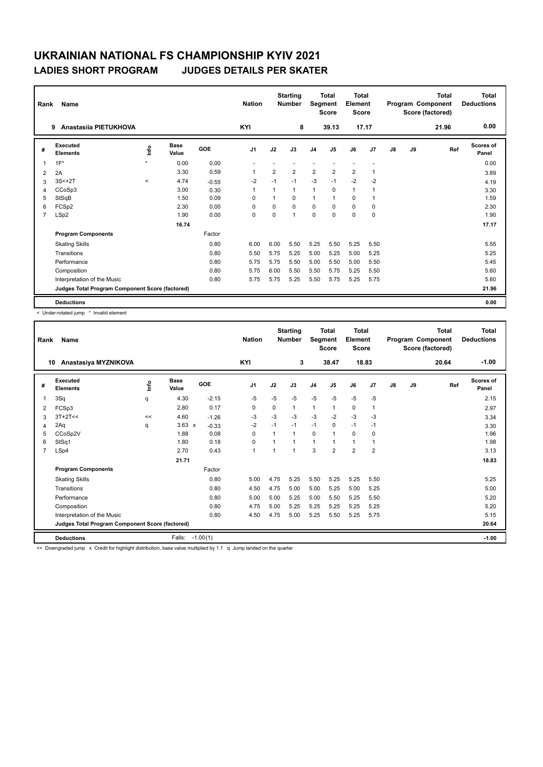# UKRAINIAN NATIONAL FS CHAMPIONSHIP KYIV 2021

## LADIES SHORT PROGRAM JUDGES DETAILS PER SKATER

| Rank | Name | Nation | Starting Number | Total Segment Score | Total Element Score | Total Program Component Score (factored) | Total Deductions |
|---|---|---|---|---|---|---|---|
| 9 | Anastasiia PIETUKHOVA | KYI | 8 | 39.13 | 17.17 | 21.96 | 0.00 |

| # | Executed Elements | Info | Base Value | GOE | J1 | J2 | J3 | J4 | J5 | J6 | J7 | J8 | J9 | Ref | Scores of Panel |
|---|---|---|---|---|---|---|---|---|---|---|---|---|---|---|---|
| 1 | 1F* | * | 0.00 | 0.00 | - | - | - | - | - | - | - | | | | 0.00 |
| 2 | 2A | | 3.30 | 0.59 | 1 | 2 | 2 | 2 | 2 | 2 | 1 | | | | 3.89 |
| 3 | 3S<+2T | < | 4.74 | -0.55 | -2 | -1 | -1 | -3 | -1 | -2 | -2 | | | | 4.19 |
| 4 | CCoSp3 | | 3.00 | 0.30 | 1 | 1 | 1 | 1 | 0 | 1 | 1 | | | | 3.30 |
| 5 | StSqB | | 1.50 | 0.09 | 0 | 1 | 0 | 1 | 1 | 0 | 1 | | | | 1.59 |
| 6 | FCSp2 | | 2.30 | 0.00 | 0 | 0 | 0 | 0 | 0 | 0 | 0 | | | | 2.30 |
| 7 | LSp2 | | 1.90 | 0.00 | 0 | 0 | 1 | 0 | 0 | 0 | 0 | | | | 1.90 |
| | | | 16.74 | | | | | | | | | | | | 17.17 |
| | **Program Components** | | | Factor | | | | | | | | | | | |
| | Skating Skills | | | 0.80 | 6.00 | 6.00 | 5.50 | 5.25 | 5.50 | 5.25 | 5.50 | | | | 5.55 |
| | Transitions | | | 0.80 | 5.50 | 5.75 | 5.25 | 5.00 | 5.25 | 5.00 | 5.25 | | | | 5.25 |
| | Performance | | | 0.80 | 5.75 | 5.75 | 5.50 | 5.00 | 5.50 | 5.00 | 5.50 | | | | 5.45 |
| | Composition | | | 0.80 | 5.75 | 6.00 | 5.50 | 5.50 | 5.75 | 5.25 | 5.50 | | | | 5.60 |
| | Interpretation of the Music | | | 0.80 | 5.75 | 5.75 | 5.25 | 5.50 | 5.75 | 5.25 | 5.75 | | | | 5.60 |
| | **Judges Total Program Component Score (factored)** | | | | | | | | | | | | | | 21.96 |
| | **Deductions** | | | | | | | | | | | | | | 0.00 |

< Under-rotated jump * Invalid element

| Rank | Name | Nation | Starting Number | Total Segment Score | Total Element Score | Total Program Component Score (factored) | Total Deductions |
|---|---|---|---|---|---|---|---|
| 10 | Anastasiya MYZNIKOVA | KYI | 3 | 38.47 | 18.83 | 20.64 | -1.00 |

| # | Executed Elements | Info | Base Value | GOE | J1 | J2 | J3 | J4 | J5 | J6 | J7 | J8 | J9 | Ref | Scores of Panel |
|---|---|---|---|---|---|---|---|---|---|---|---|---|---|---|---|
| 1 | 3Sq | q | 4.30 | -2.15 | -5 | -5 | -5 | -5 | -5 | -5 | -5 | | | | 2.15 |
| 2 | FCSp3 | | 2.80 | 0.17 | 0 | 0 | 1 | 1 | 1 | 0 | 1 | | | | 2.97 |
| 3 | 3T+2T<< | << | 4.60 | -1.26 | -3 | -3 | -3 | -3 | -2 | -3 | -3 | | | | 3.34 |
| 4 | 2Aq | q | 3.63 x | -0.33 | -2 | -1 | -1 | -1 | 0 | -1 | -1 | | | | 3.30 |
| 5 | CCoSp2V | | 1.88 | 0.08 | 0 | 1 | 1 | 0 | 1 | 0 | 0 | | | | 1.96 |
| 6 | StSq1 | | 1.80 | 0.18 | 0 | 1 | 1 | 1 | 1 | 1 | 1 | | | | 1.98 |
| 7 | LSp4 | | 2.70 | 0.43 | 1 | 1 | 1 | 3 | 2 | 2 | 2 | | | | 3.13 |
| | | | 21.71 | | | | | | | | | | | | 18.83 |
| | **Program Components** | | | Factor | | | | | | | | | | | |
| | Skating Skills | | | 0.80 | 5.00 | 4.75 | 5.25 | 5.50 | 5.25 | 5.25 | 5.50 | | | | 5.25 |
| | Transitions | | | 0.80 | 4.50 | 4.75 | 5.00 | 5.00 | 5.25 | 5.00 | 5.25 | | | | 5.00 |
| | Performance | | | 0.80 | 5.00 | 5.00 | 5.25 | 5.00 | 5.50 | 5.25 | 5.50 | | | | 5.20 |
| | Composition | | | 0.80 | 4.75 | 5.00 | 5.25 | 5.25 | 5.25 | 5.25 | 5.25 | | | | 5.20 |
| | Interpretation of the Music | | | 0.80 | 4.50 | 4.75 | 5.00 | 5.25 | 5.50 | 5.25 | 5.75 | | | | 5.15 |
| | **Judges Total Program Component Score (factored)** | | | | | | | | | | | | | | 20.64 |
| | **Deductions** | | Falls: | -1.00(1) | | | | | | | | | | | -1.00 |

<< Downgraded jump x Credit for highlight distribution, base value multiplied by 1.1 q Jump landed on the quarter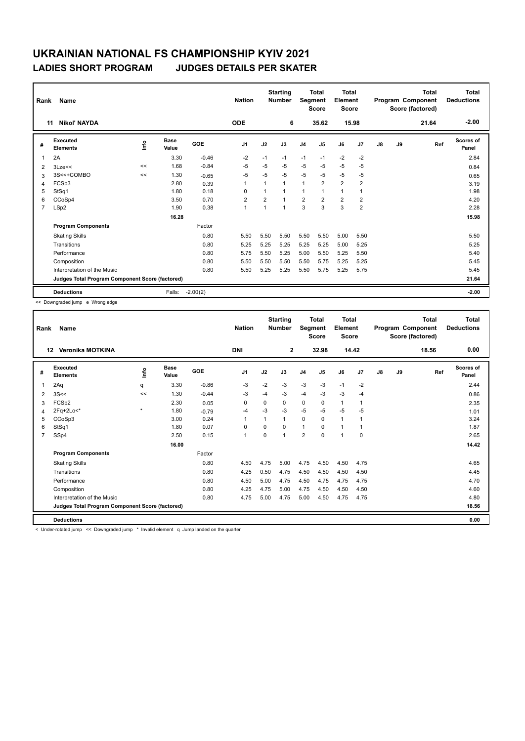# UKRAINIAN NATIONAL FS CHAMPIONSHIP KYIV 2021

## LADIES SHORT PROGRAM JUDGES DETAILS PER SKATER

| Rank | Name | Nation | Starting Number | Total Segment Score | Total Element Score | Total Program Component Score (factored) | Total Deductions |
|---|---|---|---|---|---|---|---|
| 11 | Nikol' NAYDA | ODE | 6 | 35.62 | 15.98 | 21.64 | -2.00 |

| # | Executed Elements | Info | Base Value | GOE | J1 | J2 | J3 | J4 | J5 | J6 | J7 | J8 | J9 | Ref | Scores of Panel |
|---|---|---|---|---|---|---|---|---|---|---|---|---|---|---|---|
| 1 | 2A | | 3.30 | -0.46 | -2 | -1 | -1 | -1 | -1 | -2 | -2 | | | | 2.84 |
| 2 | 3Lze<< | << | 1.68 | -0.84 | -5 | -5 | -5 | -5 | -5 | -5 | -5 | | | | 0.84 |
| 3 | 3S<<+COMBO | << | 1.30 | -0.65 | -5 | -5 | -5 | -5 | -5 | -5 | -5 | | | | 0.65 |
| 4 | FCSp3 | | 2.80 | 0.39 | 1 | 1 | 1 | 1 | 2 | 2 | 2 | | | | 3.19 |
| 5 | StSq1 | | 1.80 | 0.18 | 0 | 1 | 1 | 1 | 1 | 1 | 1 | | | | 1.98 |
| 6 | CCoSp4 | | 3.50 | 0.70 | 2 | 2 | 1 | 2 | 2 | 2 | 2 | | | | 4.20 |
| 7 | LSp2 | | 1.90 | 0.38 | 1 | 1 | 1 | 3 | 3 | 3 | 2 | | | | 2.28 |
| | | | 16.28 | | | | | | | | | | | | 15.98 |
| | **Program Components** | | | Factor | | | | | | | | | | | |
| | Skating Skills | | | 0.80 | 5.50 | 5.50 | 5.50 | 5.50 | 5.50 | 5.00 | 5.50 | | | | 5.50 |
| | Transitions | | | 0.80 | 5.25 | 5.25 | 5.25 | 5.25 | 5.25 | 5.00 | 5.25 | | | | 5.25 |
| | Performance | | | 0.80 | 5.75 | 5.50 | 5.25 | 5.00 | 5.50 | 5.25 | 5.50 | | | | 5.40 |
| | Composition | | | 0.80 | 5.50 | 5.50 | 5.50 | 5.50 | 5.75 | 5.25 | 5.25 | | | | 5.45 |
| | Interpretation of the Music | | | 0.80 | 5.50 | 5.25 | 5.25 | 5.50 | 5.75 | 5.25 | 5.75 | | | | 5.45 |
| | **Judges Total Program Component Score (factored)** | | | | | | | | | | | | | | 21.64 |
| | **Deductions** | | Falls: | -2.00(2) | | | | | | | | | | | -2.00 |

<< Downgraded jump e Wrong edge

| Rank | Name | Nation | Starting Number | Total Segment Score | Total Element Score | Total Program Component Score (factored) | Total Deductions |
|---|---|---|---|---|---|---|---|
| 12 | Veronika MOTKINA | DNI | 2 | 32.98 | 14.42 | 18.56 | 0.00 |

| # | Executed Elements | Info | Base Value | GOE | J1 | J2 | J3 | J4 | J5 | J6 | J7 | J8 | J9 | Ref | Scores of Panel |
|---|---|---|---|---|---|---|---|---|---|---|---|---|---|---|---|
| 1 | 2Aq | q | 3.30 | -0.86 | -3 | -2 | -3 | -3 | -3 | -1 | -2 | | | | 2.44 |
| 2 | 3S<< | << | 1.30 | -0.44 | -3 | -4 | -3 | -4 | -3 | -3 | -4 | | | | 0.86 |
| 3 | FCSp2 | | 2.30 | 0.05 | 0 | 0 | 0 | 0 | 0 | 1 | 1 | | | | 2.35 |
| 4 | 2Fq+2Lo<* | * | 1.80 | -0.79 | -4 | -3 | -3 | -5 | -5 | -5 | -5 | | | | 1.01 |
| 5 | CCoSp3 | | 3.00 | 0.24 | 1 | 1 | 1 | 0 | 0 | 1 | 1 | | | | 3.24 |
| 6 | StSq1 | | 1.80 | 0.07 | 0 | 0 | 0 | 1 | 0 | 1 | 1 | | | | 1.87 |
| 7 | SSp4 | | 2.50 | 0.15 | 1 | 0 | 1 | 2 | 0 | 1 | 0 | | | | 2.65 |
| | | | 16.00 | | | | | | | | | | | | 14.42 |
| | **Program Components** | | | Factor | | | | | | | | | | | |
| | Skating Skills | | | 0.80 | 4.50 | 4.75 | 5.00 | 4.75 | 4.50 | 4.50 | 4.75 | | | | 4.65 |
| | Transitions | | | 0.80 | 4.25 | 0.50 | 4.75 | 4.50 | 4.50 | 4.50 | 4.50 | | | | 4.45 |
| | Performance | | | 0.80 | 4.50 | 5.00 | 4.75 | 4.50 | 4.75 | 4.75 | 4.75 | | | | 4.70 |
| | Composition | | | 0.80 | 4.25 | 4.75 | 5.00 | 4.75 | 4.50 | 4.50 | 4.50 | | | | 4.60 |
| | Interpretation of the Music | | | 0.80 | 4.75 | 5.00 | 4.75 | 5.00 | 4.50 | 4.75 | 4.75 | | | | 4.80 |
| | **Judges Total Program Component Score (factored)** | | | | | | | | | | | | | | 18.56 |
| | **Deductions** | | | | | | | | | | | | | | 0.00 |

< Under-rotated jump << Downgraded jump * Invalid element q Jump landed on the quarter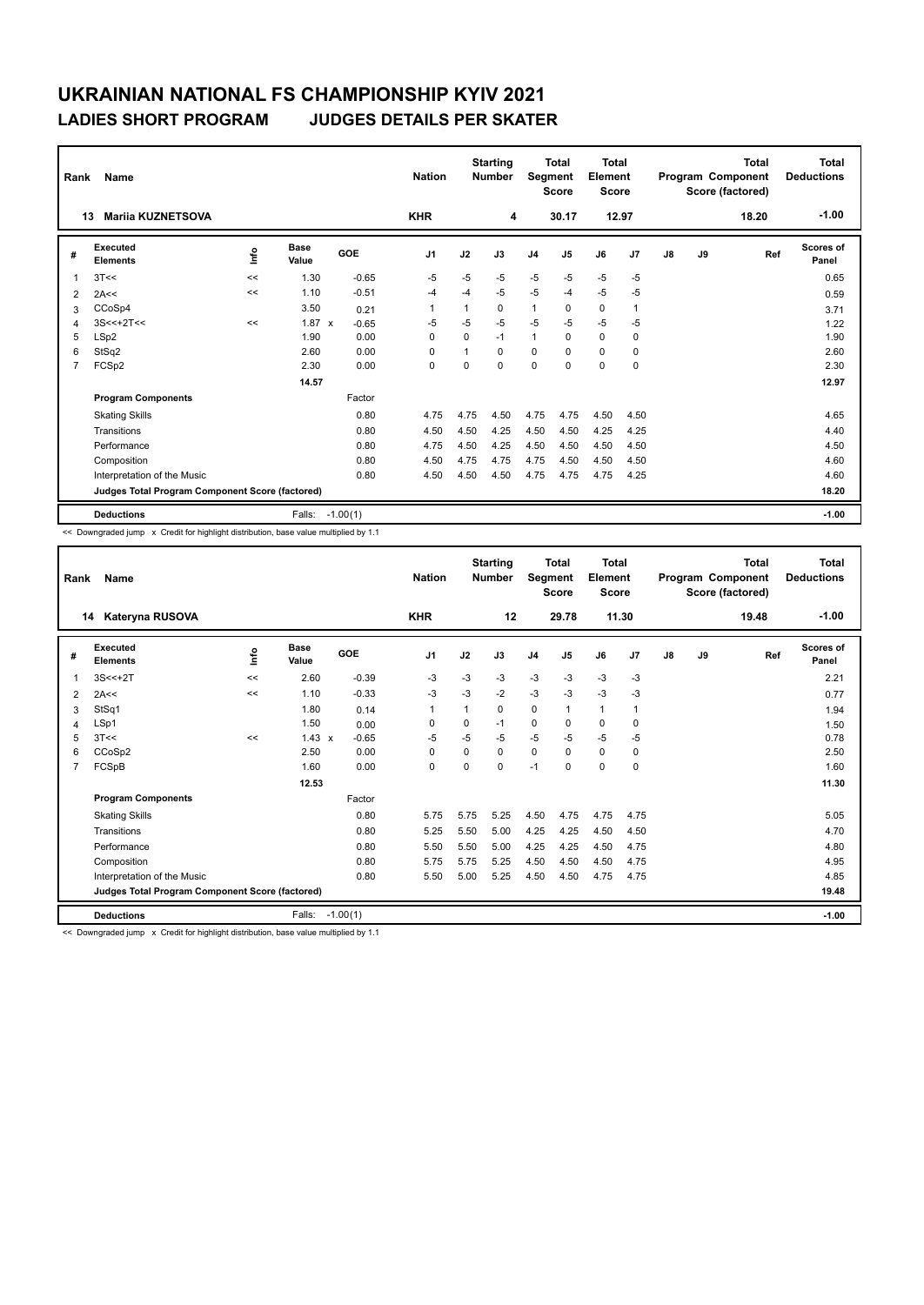# UKRAINIAN NATIONAL FS CHAMPIONSHIP KYIV 2021

## LADIES SHORT PROGRAM JUDGES DETAILS PER SKATER

| Rank | Name | Nation | Starting Number | Total Segment Score | Total Element Score | Total Program Component Score (factored) | Total Deductions |
|---|---|---|---|---|---|---|---|
| 13 | Mariia KUZNETSOVA | KHR | 4 | 30.17 | 12.97 | 18.20 | -1.00 |

| # | Executed Elements | Info | Base Value | | GOE | J1 | J2 | J3 | J4 | J5 | J6 | J7 | J8 | J9 | Ref | Scores of Panel |
|---|---|---|---|---|---|---|---|---|---|---|---|---|---|---|---|---|
| 1 | 3T<< | << | 1.30 | | -0.65 | -5 | -5 | -5 | -5 | -5 | -5 | -5 | | | | 0.65 |
| 2 | 2A<< | << | 1.10 | | -0.51 | -4 | -4 | -5 | -5 | -4 | -5 | -5 | | | | 0.59 |
| 3 | CCoSp4 | | 3.50 | | 0.21 | 1 | 1 | 0 | 1 | 0 | 0 | 1 | | | | 3.71 |
| 4 | 3S<<+2T<< | << | 1.87 | x | -0.65 | -5 | -5 | -5 | -5 | -5 | -5 | -5 | | | | 1.22 |
| 5 | LSp2 | | 1.90 | | 0.00 | 0 | 0 | -1 | 1 | 0 | 0 | 0 | | | | 1.90 |
| 6 | StSq2 | | 2.60 | | 0.00 | 0 | 1 | 0 | 0 | 0 | 0 | 0 | | | | 2.60 |
| 7 | FCSp2 | | 2.30 | | 0.00 | 0 | 0 | 0 | 0 | 0 | 0 | 0 | | | | 2.30 |
| | | | 14.57 | | | | | | | | | | | | | 12.97 |
| | **Program Components** | | | | Factor | | | | | | | | | | | |
| | Skating Skills | | | | 0.80 | 4.75 | 4.75 | 4.50 | 4.75 | 4.75 | 4.50 | 4.50 | | | | 4.65 |
| | Transitions | | | | 0.80 | 4.50 | 4.50 | 4.25 | 4.50 | 4.50 | 4.25 | 4.25 | | | | 4.40 |
| | Performance | | | | 0.80 | 4.75 | 4.50 | 4.25 | 4.50 | 4.50 | 4.50 | 4.50 | | | | 4.50 |
| | Composition | | | | 0.80 | 4.50 | 4.75 | 4.75 | 4.75 | 4.50 | 4.50 | 4.50 | | | | 4.60 |
| | Interpretation of the Music | | | | 0.80 | 4.50 | 4.50 | 4.50 | 4.75 | 4.75 | 4.75 | 4.25 | | | | 4.60 |
| | **Judges Total Program Component Score (factored)** | | | | | | | | | | | | | | | 18.20 |
| | **Deductions** | | Falls: | | -1.00(1) | | | | | | | | | | | -1.00 |

<< Downgraded jump x Credit for highlight distribution, base value multiplied by 1.1

| Rank | Name | Nation | Starting Number | Total Segment Score | Total Element Score | Total Program Component Score (factored) | Total Deductions |
|---|---|---|---|---|---|---|---|
| 14 | Kateryna RUSOVA | KHR | 12 | 29.78 | 11.30 | 19.48 | -1.00 |

| # | Executed Elements | Info | Base Value | | GOE | J1 | J2 | J3 | J4 | J5 | J6 | J7 | J8 | J9 | Ref | Scores of Panel |
|---|---|---|---|---|---|---|---|---|---|---|---|---|---|---|---|---|
| 1 | 3S<<+2T | << | 2.60 | | -0.39 | -3 | -3 | -3 | -3 | -3 | -3 | -3 | | | | 2.21 |
| 2 | 2A<< | << | 1.10 | | -0.33 | -3 | -3 | -2 | -3 | -3 | -3 | -3 | | | | 0.77 |
| 3 | StSq1 | | 1.80 | | 0.14 | 1 | 1 | 0 | 0 | 1 | 1 | 1 | | | | 1.94 |
| 4 | LSp1 | | 1.50 | | 0.00 | 0 | 0 | -1 | 0 | 0 | 0 | 0 | | | | 1.50 |
| 5 | 3T<< | << | 1.43 | x | -0.65 | -5 | -5 | -5 | -5 | -5 | -5 | -5 | | | | 0.78 |
| 6 | CCoSp2 | | 2.50 | | 0.00 | 0 | 0 | 0 | 0 | 0 | 0 | 0 | | | | 2.50 |
| 7 | FCSpB | | 1.60 | | 0.00 | 0 | 0 | 0 | -1 | 0 | 0 | 0 | | | | 1.60 |
| | | | 12.53 | | | | | | | | | | | | | 11.30 |
| | **Program Components** | | | | Factor | | | | | | | | | | | |
| | Skating Skills | | | | 0.80 | 5.75 | 5.75 | 5.25 | 4.50 | 4.75 | 4.75 | 4.75 | | | | 5.05 |
| | Transitions | | | | 0.80 | 5.25 | 5.50 | 5.00 | 4.25 | 4.25 | 4.50 | 4.50 | | | | 4.70 |
| | Performance | | | | 0.80 | 5.50 | 5.50 | 5.00 | 4.25 | 4.25 | 4.50 | 4.75 | | | | 4.80 |
| | Composition | | | | 0.80 | 5.75 | 5.75 | 5.25 | 4.50 | 4.50 | 4.50 | 4.75 | | | | 4.95 |
| | Interpretation of the Music | | | | 0.80 | 5.50 | 5.00 | 5.25 | 4.50 | 4.50 | 4.75 | 4.75 | | | | 4.85 |
| | **Judges Total Program Component Score (factored)** | | | | | | | | | | | | | | | 19.48 |
| | **Deductions** | | Falls: | | -1.00(1) | | | | | | | | | | | -1.00 |

<< Downgraded jump x Credit for highlight distribution, base value multiplied by 1.1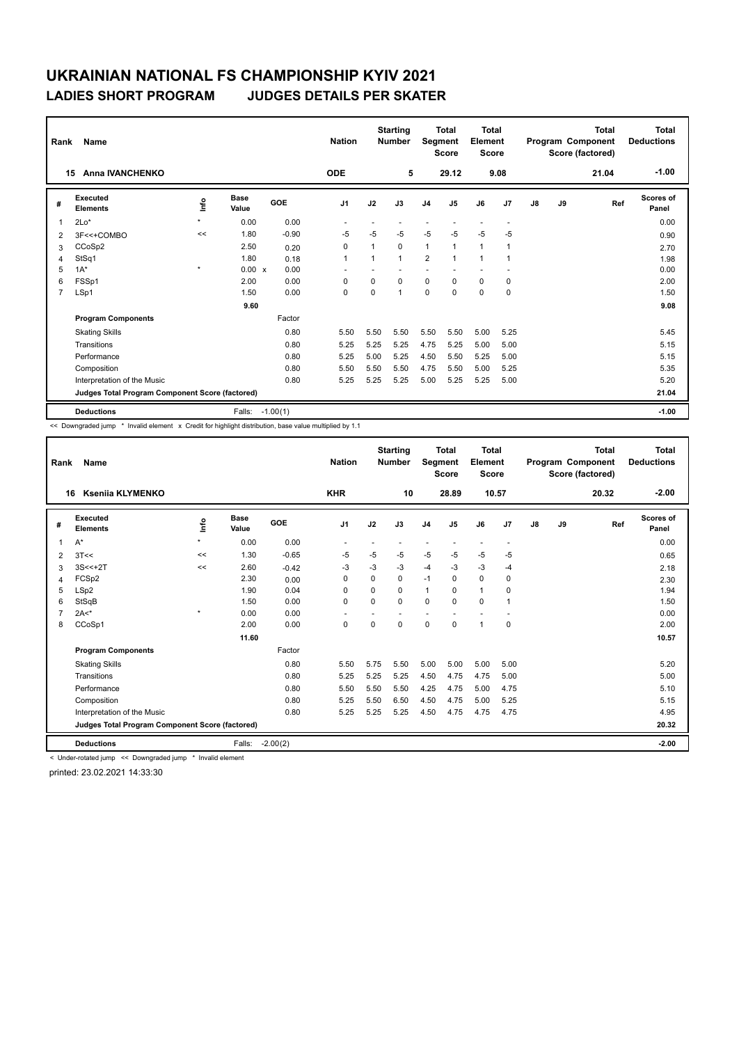# UKRAINIAN NATIONAL FS CHAMPIONSHIP KYIV 2021

## LADIES SHORT PROGRAM     JUDGES DETAILS PER SKATER

| Rank | Name | Nation | Starting Number | Total Segment Score | Total Element Score | Total Program Component Score (factored) | Total Deductions |
|---|---|---|---|---|---|---|---|
| 15 | Anna IVANCHENKO | ODE | 5 | 29.12 | 9.08 | 21.04 | -1.00 |

| # | Executed Elements | Info | Base Value | GOE | J1 | J2 | J3 | J4 | J5 | J6 | J7 | J8 | J9 | Ref | Scores of Panel |
|---|---|---|---|---|---|---|---|---|---|---|---|---|---|---|---|
| 1 | 2Lo* | * | 0.00 | 0.00 | - | - | - | - | - | - | - | | | | 0.00 |
| 2 | 3F<<+COMBO | << | 1.80 | -0.90 | -5 | -5 | -5 | -5 | -5 | -5 | -5 | | | | 0.90 |
| 3 | CCoSp2 | | 2.50 | 0.20 | 0 | 1 | 0 | 1 | 1 | 1 | 1 | | | | 2.70 |
| 4 | StSq1 | | 1.80 | 0.18 | 1 | 1 | 1 | 2 | 1 | 1 | 1 | | | | 1.98 |
| 5 | 1A* | * | 0.00 x | 0.00 | - | - | - | - | - | - | - | | | | 0.00 |
| 6 | FSSp1 | | 2.00 | 0.00 | 0 | 0 | 0 | 0 | 0 | 0 | 0 | | | | 2.00 |
| 7 | LSp1 | | 1.50 | 0.00 | 0 | 0 | 1 | 0 | 0 | 0 | 0 | | | | 1.50 |
| | | | 9.60 | | | | | | | | | | | | 9.08 |
| | **Program Components** | | | Factor | | | | | | | | | | | |
| | Skating Skills | | | 0.80 | 5.50 | 5.50 | 5.50 | 5.50 | 5.50 | 5.00 | 5.25 | | | | 5.45 |
| | Transitions | | | 0.80 | 5.25 | 5.25 | 5.25 | 4.75 | 5.25 | 5.00 | 5.00 | | | | 5.15 |
| | Performance | | | 0.80 | 5.25 | 5.00 | 5.25 | 4.50 | 5.50 | 5.25 | 5.00 | | | | 5.15 |
| | Composition | | | 0.80 | 5.50 | 5.50 | 5.50 | 4.75 | 5.50 | 5.00 | 5.25 | | | | 5.35 |
| | Interpretation of the Music | | | 0.80 | 5.25 | 5.25 | 5.25 | 5.00 | 5.25 | 5.25 | 5.00 | | | | 5.20 |
| | **Judges Total Program Component Score (factored)** | | | | | | | | | | | | | | 21.04 |
| | **Deductions** | | Falls: | -1.00(1) | | | | | | | | | | | -1.00 |

<< Downgraded jump * Invalid element x Credit for highlight distribution, base value multiplied by 1.1

| Rank | Name | Nation | Starting Number | Total Segment Score | Total Element Score | Total Program Component Score (factored) | Total Deductions |
|---|---|---|---|---|---|---|---|
| 16 | Kseniia KLYMENKO | KHR | 10 | 28.89 | 10.57 | 20.32 | -2.00 |

| # | Executed Elements | Info | Base Value | GOE | J1 | J2 | J3 | J4 | J5 | J6 | J7 | J8 | J9 | Ref | Scores of Panel |
|---|---|---|---|---|---|---|---|---|---|---|---|---|---|---|---|
| 1 | A* | * | 0.00 | 0.00 | - | - | - | - | - | - | - | | | | 0.00 |
| 2 | 3T<< | << | 1.30 | -0.65 | -5 | -5 | -5 | -5 | -5 | -5 | -5 | | | | 0.65 |
| 3 | 3S<<+2T | << | 2.60 | -0.42 | -3 | -3 | -3 | -4 | -3 | -3 | -4 | | | | 2.18 |
| 4 | FCSp2 | | 2.30 | 0.00 | 0 | 0 | 0 | -1 | 0 | 0 | 0 | | | | 2.30 |
| 5 | LSp2 | | 1.90 | 0.04 | 0 | 0 | 0 | 1 | 0 | 1 | 0 | | | | 1.94 |
| 6 | StSqB | | 1.50 | 0.00 | 0 | 0 | 0 | 0 | 0 | 0 | 1 | | | | 1.50 |
| 7 | 2A<* | * | 0.00 | 0.00 | - | - | - | - | - | - | - | | | | 0.00 |
| 8 | CCoSp1 | | 2.00 | 0.00 | 0 | 0 | 0 | 0 | 0 | 1 | 0 | | | | 2.00 |
| | | | 11.60 | | | | | | | | | | | | 10.57 |
| | **Program Components** | | | Factor | | | | | | | | | | | |
| | Skating Skills | | | 0.80 | 5.50 | 5.75 | 5.50 | 5.00 | 5.00 | 5.00 | 5.00 | | | | 5.20 |
| | Transitions | | | 0.80 | 5.25 | 5.25 | 5.25 | 4.50 | 4.75 | 4.75 | 5.00 | | | | 5.00 |
| | Performance | | | 0.80 | 5.50 | 5.50 | 5.50 | 4.25 | 4.75 | 5.00 | 4.75 | | | | 5.10 |
| | Composition | | | 0.80 | 5.25 | 5.50 | 6.50 | 4.50 | 4.75 | 5.00 | 5.25 | | | | 5.15 |
| | Interpretation of the Music | | | 0.80 | 5.25 | 5.25 | 5.25 | 4.50 | 4.75 | 4.75 | 4.75 | | | | 4.95 |
| | **Judges Total Program Component Score (factored)** | | | | | | | | | | | | | | 20.32 |
| | **Deductions** | | Falls: | -2.00(2) | | | | | | | | | | | -2.00 |

< Under-rotated jump << Downgraded jump * Invalid element

printed: 23.02.2021 14:33:30